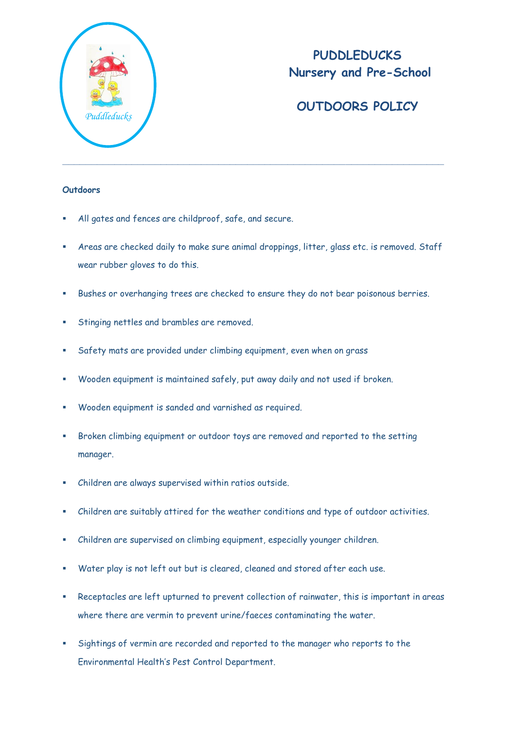# PUDDLEDUCKS
## Nursery and Pre-School

## OUTDOORS POLICY

---

### Outdoors

- All gates and fences are childproof, safe, and secure.
- Areas are checked daily to make sure animal droppings, litter, glass etc. is removed. Staff wear rubber gloves to do this.
- Bushes or overhanging trees are checked to ensure they do not bear poisonous berries.
- Stinging nettles and brambles are removed.
- Safety mats are provided under climbing equipment, even when on grass
- Wooden equipment is maintained safely, put away daily and not used if broken.
- Wooden equipment is sanded and varnished as required.
- Broken climbing equipment or outdoor toys are removed and reported to the setting manager.
- Children are always supervised within ratios outside.
- Children are suitably attired for the weather conditions and type of outdoor activities.
- Children are supervised on climbing equipment, especially younger children.
- Water play is not left out but is cleared, cleaned and stored after each use.
- Receptacles are left upturned to prevent collection of rainwater, this is important in areas where there are vermin to prevent urine/faeces contaminating the water.
- Sightings of vermin are recorded and reported to the manager who reports to the Environmental Health's Pest Control Department.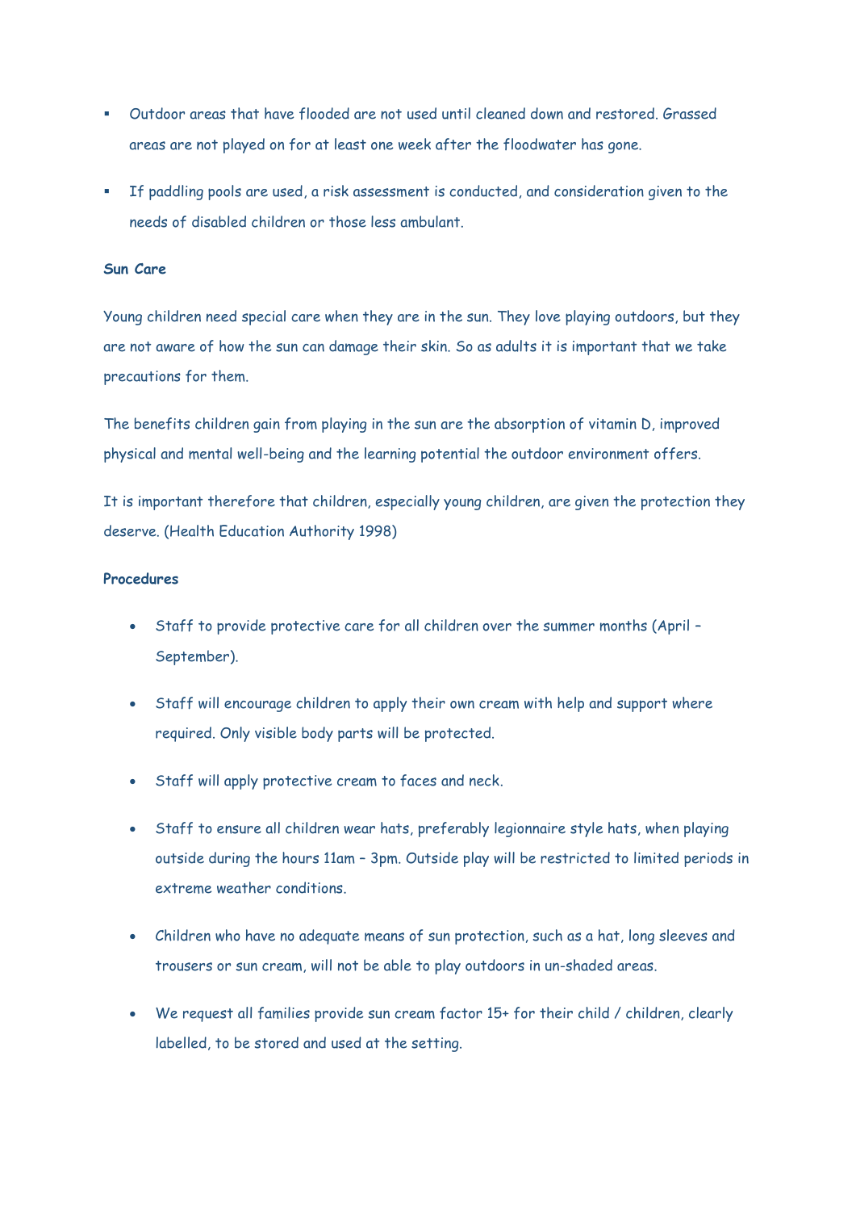- Outdoor areas that have flooded are not used until cleaned down and restored. Grassed areas are not played on for at least one week after the floodwater has gone.
- If paddling pools are used, a risk assessment is conducted, and consideration given to the needs of disabled children or those less ambulant.

**Sun Care**

Young children need special care when they are in the sun. They love playing outdoors, but they are not aware of how the sun can damage their skin. So as adults it is important that we take precautions for them.

The benefits children gain from playing in the sun are the absorption of vitamin D, improved physical and mental well-being and the learning potential the outdoor environment offers.

It is important therefore that children, especially young children, are given the protection they deserve. (Health Education Authority 1998)

**Procedures**

- Staff to provide protective care for all children over the summer months (April – September).
- Staff will encourage children to apply their own cream with help and support where required. Only visible body parts will be protected.
- Staff will apply protective cream to faces and neck.
- Staff to ensure all children wear hats, preferably legionnaire style hats, when playing outside during the hours 11am – 3pm. Outside play will be restricted to limited periods in extreme weather conditions.
- Children who have no adequate means of sun protection, such as a hat, long sleeves and trousers or sun cream, will not be able to play outdoors in un-shaded areas.
- We request all families provide sun cream factor 15+ for their child / children, clearly labelled, to be stored and used at the setting.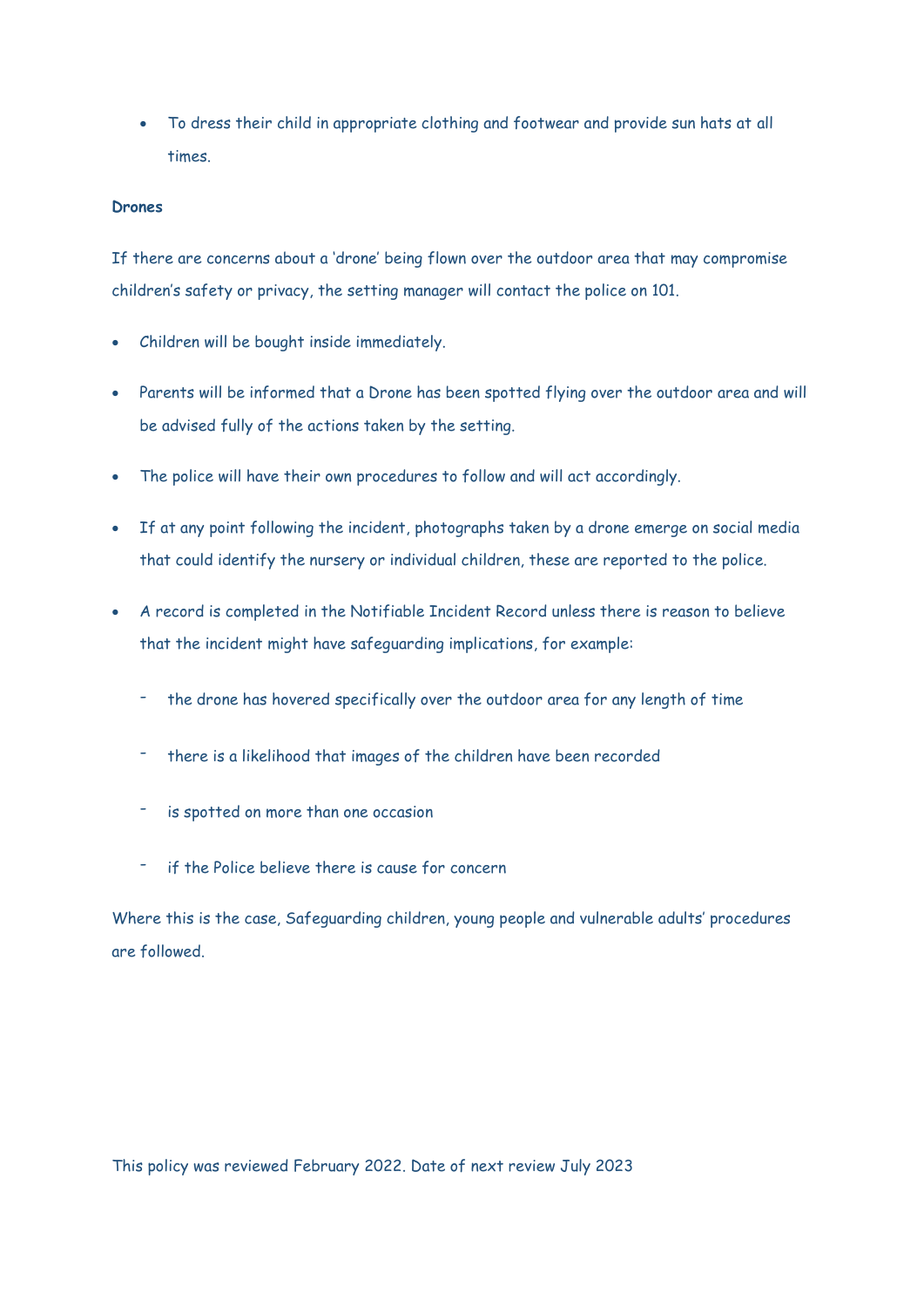- To dress their child in appropriate clothing and footwear and provide sun hats at all times.

**Drones**

If there are concerns about a 'drone' being flown over the outdoor area that may compromise children's safety or privacy, the setting manager will contact the police on 101.

- Children will be bought inside immediately.
- Parents will be informed that a Drone has been spotted flying over the outdoor area and will be advised fully of the actions taken by the setting.
- The police will have their own procedures to follow and will act accordingly.
- If at any point following the incident, photographs taken by a drone emerge on social media that could identify the nursery or individual children, these are reported to the police.
- A record is completed in the Notifiable Incident Record unless there is reason to believe that the incident might have safeguarding implications, for example:
  - the drone has hovered specifically over the outdoor area for any length of time
  - there is a likelihood that images of the children have been recorded
  - is spotted on more than one occasion
  - if the Police believe there is cause for concern

Where this is the case, Safeguarding children, young people and vulnerable adults' procedures are followed.

This policy was reviewed February 2022. Date of next review July 2023